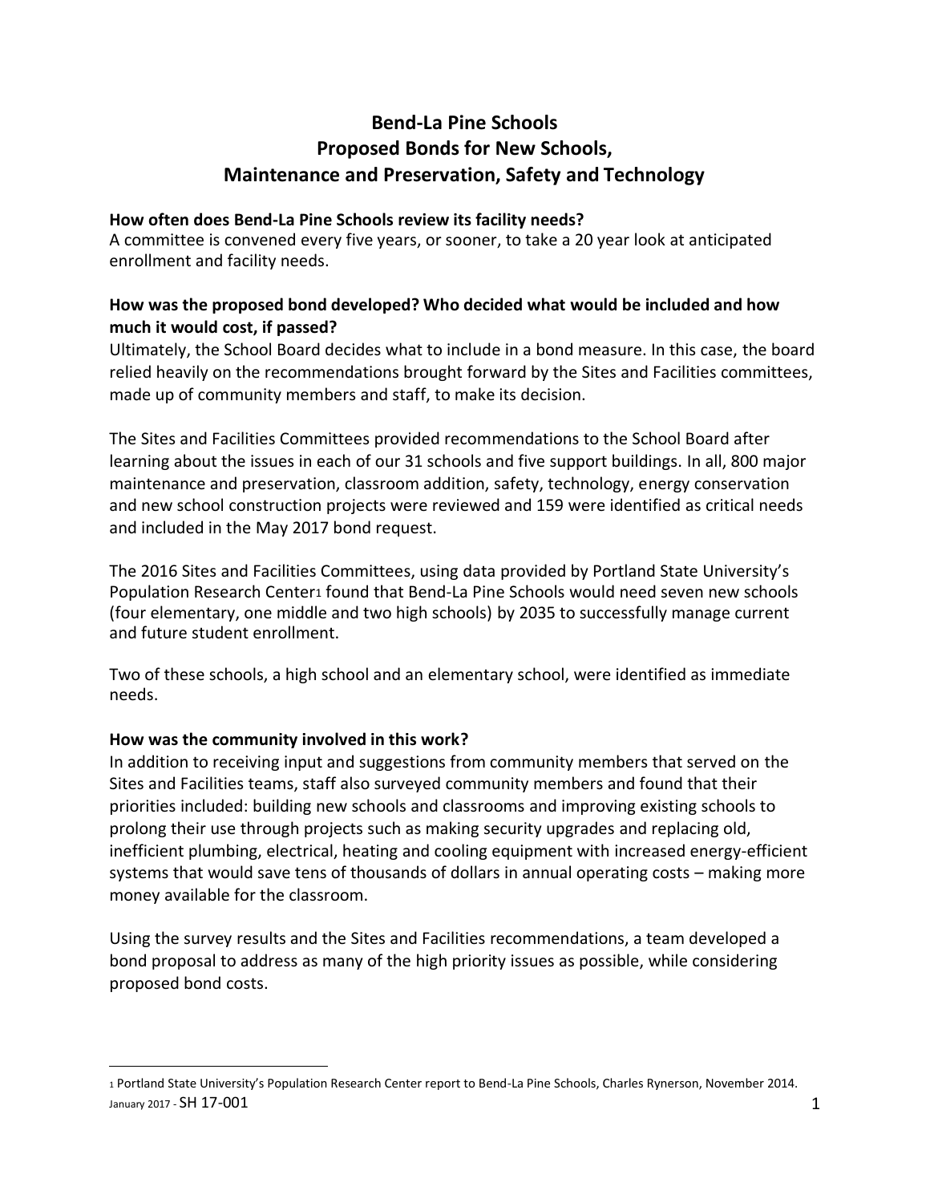# Bend-La Pine Schools
# Proposed Bonds for New Schools, Maintenance and Preservation, Safety and Technology

**How often does Bend-La Pine Schools review its facility needs?**

A committee is convened every five years, or sooner, to take a 20 year look at anticipated enrollment and facility needs.

**How was the proposed bond developed? Who decided what would be included and how much it would cost, if passed?**

Ultimately, the School Board decides what to include in a bond measure. In this case, the board relied heavily on the recommendations brought forward by the Sites and Facilities committees, made up of community members and staff, to make its decision.

The Sites and Facilities Committees provided recommendations to the School Board after learning about the issues in each of our 31 schools and five support buildings. In all, 800 major maintenance and preservation, classroom addition, safety, technology, energy conservation and new school construction projects were reviewed and 159 were identified as critical needs and included in the May 2017 bond request.

The 2016 Sites and Facilities Committees, using data provided by Portland State University's Population Research Center[1] found that Bend-La Pine Schools would need seven new schools (four elementary, one middle and two high schools) by 2035 to successfully manage current and future student enrollment.

Two of these schools, a high school and an elementary school, were identified as immediate needs.

**How was the community involved in this work?**

In addition to receiving input and suggestions from community members that served on the Sites and Facilities teams, staff also surveyed community members and found that their priorities included: building new schools and classrooms and improving existing schools to prolong their use through projects such as making security upgrades and replacing old, inefficient plumbing, electrical, heating and cooling equipment with increased energy-efficient systems that would save tens of thousands of dollars in annual operating costs – making more money available for the classroom.

Using the survey results and the Sites and Facilities recommendations, a team developed a bond proposal to address as many of the high priority issues as possible, while considering proposed bond costs.

---

[1] Portland State University's Population Research Center report to Bend-La Pine Schools, Charles Rynerson, November 2014.

January 2017 - SH 17-001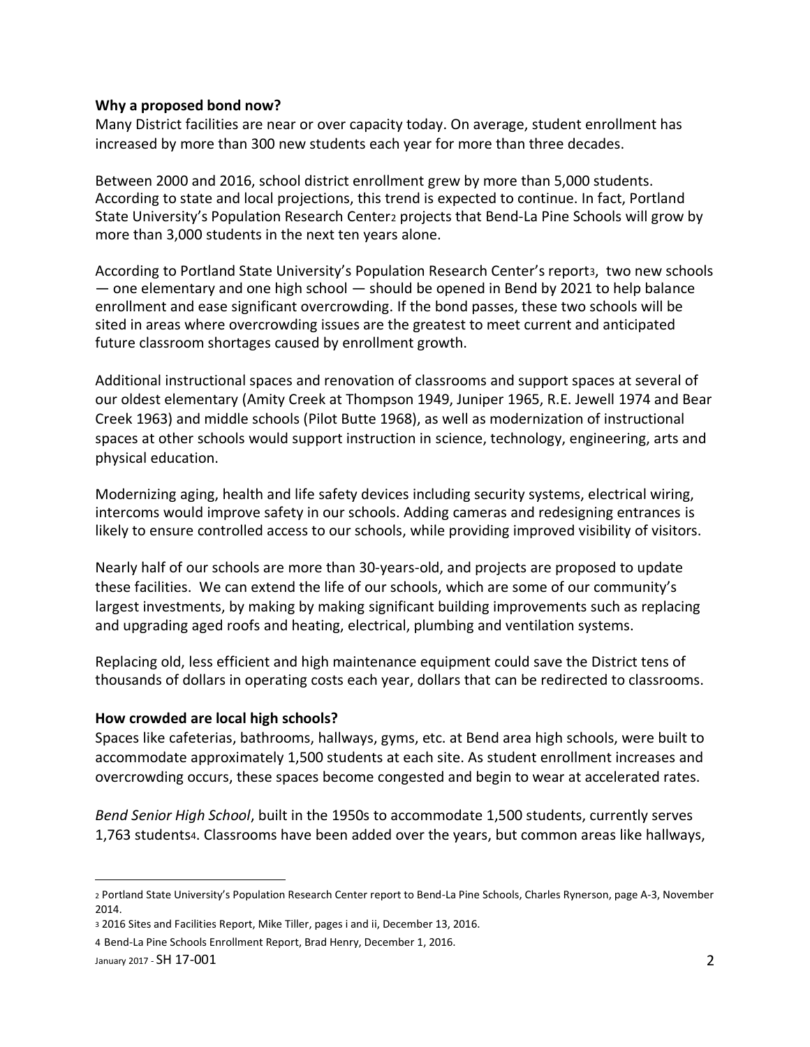**Why a proposed bond now?**

Many District facilities are near or over capacity today. On average, student enrollment has increased by more than 300 new students each year for more than three decades.

Between 2000 and 2016, school district enrollment grew by more than 5,000 students. According to state and local projections, this trend is expected to continue. In fact, Portland State University's Population Research Center[2] projects that Bend-La Pine Schools will grow by more than 3,000 students in the next ten years alone.

According to Portland State University's Population Research Center's report[3], two new schools — one elementary and one high school — should be opened in Bend by 2021 to help balance enrollment and ease significant overcrowding. If the bond passes, these two schools will be sited in areas where overcrowding issues are the greatest to meet current and anticipated future classroom shortages caused by enrollment growth.

Additional instructional spaces and renovation of classrooms and support spaces at several of our oldest elementary (Amity Creek at Thompson 1949, Juniper 1965, R.E. Jewell 1974 and Bear Creek 1963) and middle schools (Pilot Butte 1968), as well as modernization of instructional spaces at other schools would support instruction in science, technology, engineering, arts and physical education.

Modernizing aging, health and life safety devices including security systems, electrical wiring, intercoms would improve safety in our schools. Adding cameras and redesigning entrances is likely to ensure controlled access to our schools, while providing improved visibility of visitors.

Nearly half of our schools are more than 30-years-old, and projects are proposed to update these facilities. We can extend the life of our schools, which are some of our community's largest investments, by making by making significant building improvements such as replacing and upgrading aged roofs and heating, electrical, plumbing and ventilation systems.

Replacing old, less efficient and high maintenance equipment could save the District tens of thousands of dollars in operating costs each year, dollars that can be redirected to classrooms.

**How crowded are local high schools?**

Spaces like cafeterias, bathrooms, hallways, gyms, etc. at Bend area high schools, were built to accommodate approximately 1,500 students at each site. As student enrollment increases and overcrowding occurs, these spaces become congested and begin to wear at accelerated rates.

*Bend Senior High School*, built in the 1950s to accommodate 1,500 students, currently serves 1,763 students[4]. Classrooms have been added over the years, but common areas like hallways,

---

[2] Portland State University's Population Research Center report to Bend-La Pine Schools, Charles Rynerson, page A-3, November 2014.

[3] 2016 Sites and Facilities Report, Mike Tiller, pages i and ii, December 13, 2016.

[4] Bend-La Pine Schools Enrollment Report, Brad Henry, December 1, 2016.

January 2017 - SH 17-001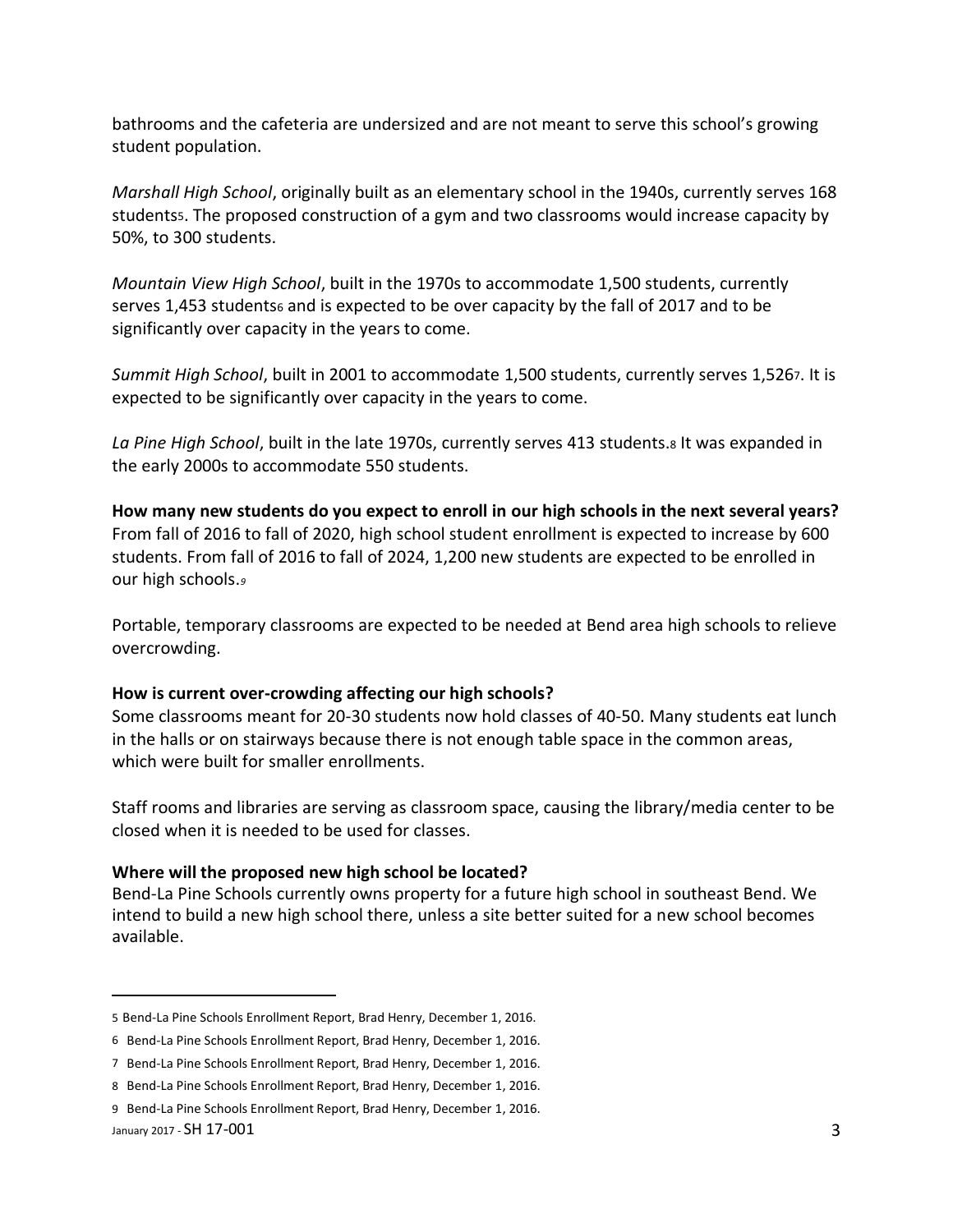bathrooms and the cafeteria are undersized and are not meant to serve this school's growing student population.

*Marshall High School*, originally built as an elementary school in the 1940s, currently serves 168 students[5]. The proposed construction of a gym and two classrooms would increase capacity by 50%, to 300 students.

*Mountain View High School*, built in the 1970s to accommodate 1,500 students, currently serves 1,453 students[6] and is expected to be over capacity by the fall of 2017 and to be significantly over capacity in the years to come.

*Summit High School*, built in 2001 to accommodate 1,500 students, currently serves 1,526[7]. It is expected to be significantly over capacity in the years to come.

*La Pine High School*, built in the late 1970s, currently serves 413 students.[8] It was expanded in the early 2000s to accommodate 550 students.

**How many new students do you expect to enroll in our high schools in the next several years?**
From fall of 2016 to fall of 2020, high school student enrollment is expected to increase by 600 students. From fall of 2016 to fall of 2024, 1,200 new students are expected to be enrolled in our high schools.[9]

Portable, temporary classrooms are expected to be needed at Bend area high schools to relieve overcrowding.

**How is current over-crowding affecting our high schools?**
Some classrooms meant for 20-30 students now hold classes of 40-50. Many students eat lunch in the halls or on stairways because there is not enough table space in the common areas, which were built for smaller enrollments.

Staff rooms and libraries are serving as classroom space, causing the library/media center to be closed when it is needed to be used for classes.

**Where will the proposed new high school be located?**
Bend-La Pine Schools currently owns property for a future high school in southeast Bend. We intend to build a new high school there, unless a site better suited for a new school becomes available.

---

[5] Bend-La Pine Schools Enrollment Report, Brad Henry, December 1, 2016.

[6] Bend-La Pine Schools Enrollment Report, Brad Henry, December 1, 2016.

[7] Bend-La Pine Schools Enrollment Report, Brad Henry, December 1, 2016.

[8] Bend-La Pine Schools Enrollment Report, Brad Henry, December 1, 2016.

[9] Bend-La Pine Schools Enrollment Report, Brad Henry, December 1, 2016.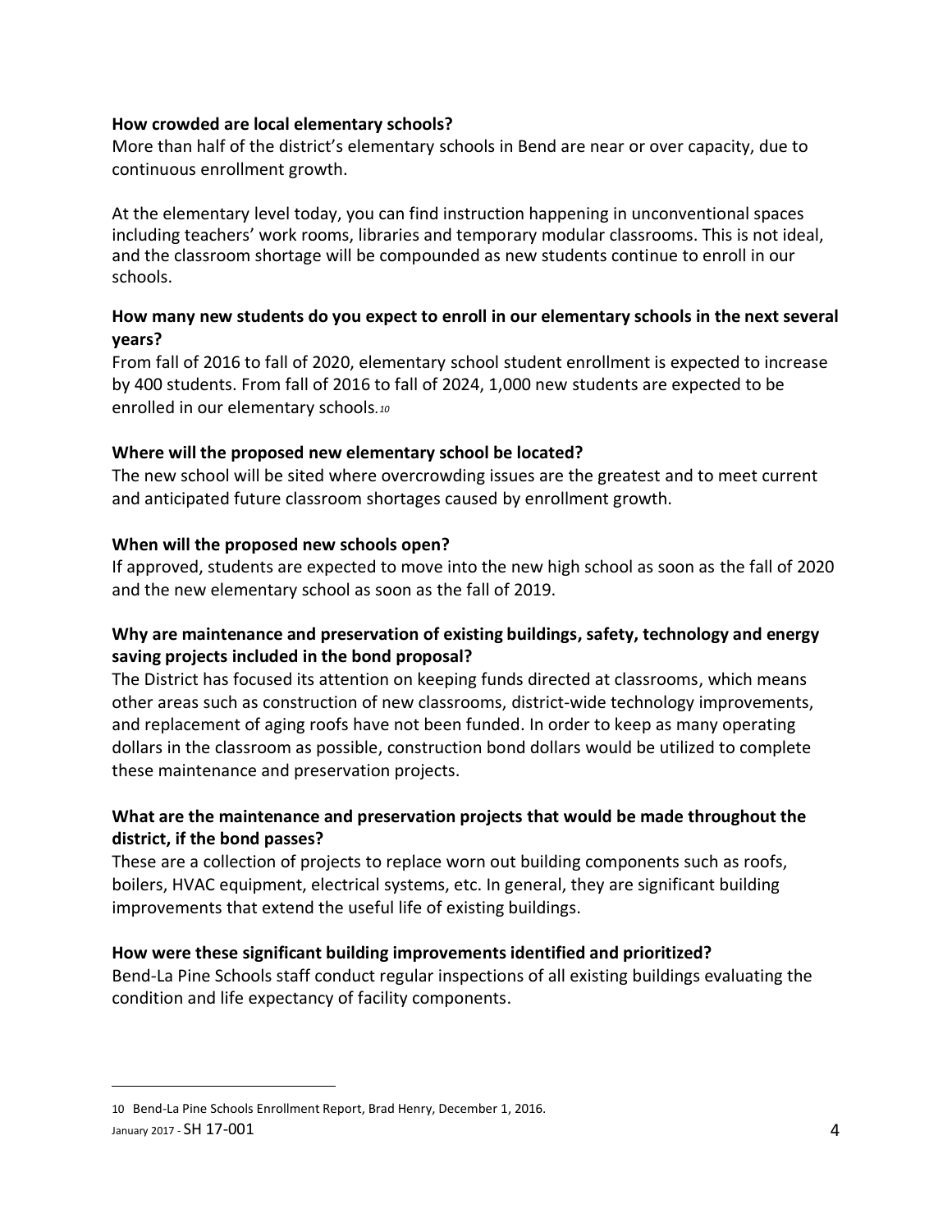**How crowded are local elementary schools?**

More than half of the district's elementary schools in Bend are near or over capacity, due to continuous enrollment growth.

At the elementary level today, you can find instruction happening in unconventional spaces including teachers' work rooms, libraries and temporary modular classrooms. This is not ideal, and the classroom shortage will be compounded as new students continue to enroll in our schools.

**How many new students do you expect to enroll in our elementary schools in the next several years?**

From fall of 2016 to fall of 2020, elementary school student enrollment is expected to increase by 400 students. From fall of 2016 to fall of 2024, 1,000 new students are expected to be enrolled in our elementary schools.[10]

**Where will the proposed new elementary school be located?**

The new school will be sited where overcrowding issues are the greatest and to meet current and anticipated future classroom shortages caused by enrollment growth.

**When will the proposed new schools open?**

If approved, students are expected to move into the new high school as soon as the fall of 2020 and the new elementary school as soon as the fall of 2019.

**Why are maintenance and preservation of existing buildings, safety, technology and energy saving projects included in the bond proposal?**

The District has focused its attention on keeping funds directed at classrooms, which means other areas such as construction of new classrooms, district-wide technology improvements, and replacement of aging roofs have not been funded. In order to keep as many operating dollars in the classroom as possible, construction bond dollars would be utilized to complete these maintenance and preservation projects.

**What are the maintenance and preservation projects that would be made throughout the district, if the bond passes?**

These are a collection of projects to replace worn out building components such as roofs, boilers, HVAC equipment, electrical systems, etc. In general, they are significant building improvements that extend the useful life of existing buildings.

**How were these significant building improvements identified and prioritized?**

Bend-La Pine Schools staff conduct regular inspections of all existing buildings evaluating the condition and life expectancy of facility components.

---

10 Bend-La Pine Schools Enrollment Report, Brad Henry, December 1, 2016.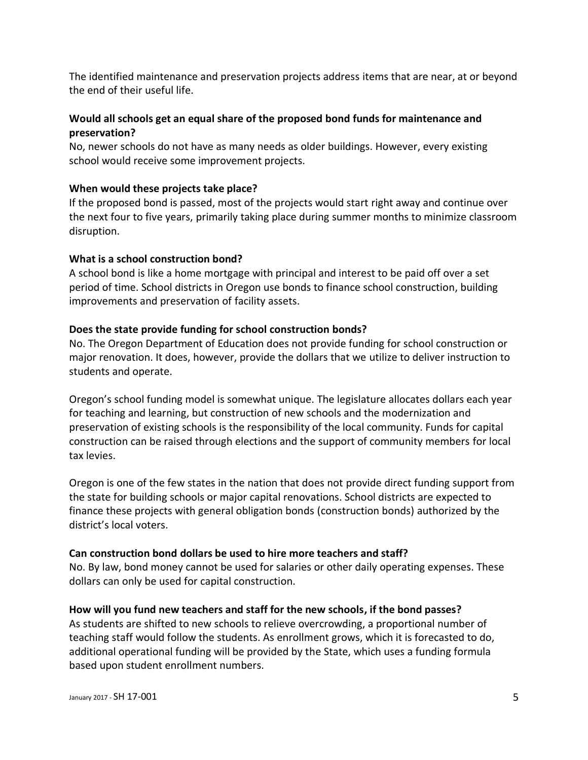The identified maintenance and preservation projects address items that are near, at or beyond the end of their useful life.

**Would all schools get an equal share of the proposed bond funds for maintenance and preservation?**

No, newer schools do not have as many needs as older buildings. However, every existing school would receive some improvement projects.

**When would these projects take place?**

If the proposed bond is passed, most of the projects would start right away and continue over the next four to five years, primarily taking place during summer months to minimize classroom disruption.

**What is a school construction bond?**

A school bond is like a home mortgage with principal and interest to be paid off over a set period of time. School districts in Oregon use bonds to finance school construction, building improvements and preservation of facility assets.

**Does the state provide funding for school construction bonds?**

No. The Oregon Department of Education does not provide funding for school construction or major renovation. It does, however, provide the dollars that we utilize to deliver instruction to students and operate.

Oregon's school funding model is somewhat unique. The legislature allocates dollars each year for teaching and learning, but construction of new schools and the modernization and preservation of existing schools is the responsibility of the local community. Funds for capital construction can be raised through elections and the support of community members for local tax levies.

Oregon is one of the few states in the nation that does not provide direct funding support from the state for building schools or major capital renovations. School districts are expected to finance these projects with general obligation bonds (construction bonds) authorized by the district's local voters.

**Can construction bond dollars be used to hire more teachers and staff?**

No. By law, bond money cannot be used for salaries or other daily operating expenses. These dollars can only be used for capital construction.

**How will you fund new teachers and staff for the new schools, if the bond passes?**

As students are shifted to new schools to relieve overcrowding, a proportional number of teaching staff would follow the students. As enrollment grows, which it is forecasted to do, additional operational funding will be provided by the State, which uses a funding formula based upon student enrollment numbers.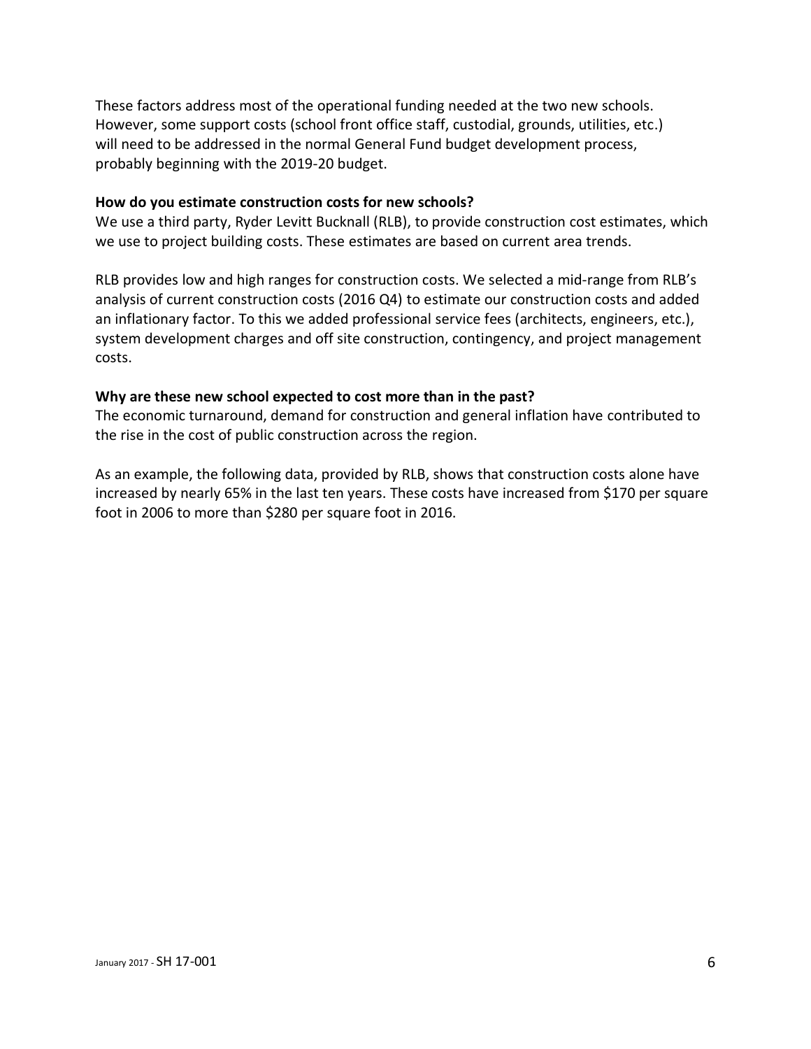These factors address most of the operational funding needed at the two new schools. However, some support costs (school front office staff, custodial, grounds, utilities, etc.) will need to be addressed in the normal General Fund budget development process, probably beginning with the 2019-20 budget.

**How do you estimate construction costs for new schools?**

We use a third party, Ryder Levitt Bucknall (RLB), to provide construction cost estimates, which we use to project building costs. These estimates are based on current area trends.

RLB provides low and high ranges for construction costs. We selected a mid-range from RLB's analysis of current construction costs (2016 Q4) to estimate our construction costs and added an inflationary factor. To this we added professional service fees (architects, engineers, etc.), system development charges and off site construction, contingency, and project management costs.

**Why are these new school expected to cost more than in the past?**

The economic turnaround, demand for construction and general inflation have contributed to the rise in the cost of public construction across the region.

As an example, the following data, provided by RLB, shows that construction costs alone have increased by nearly 65% in the last ten years. These costs have increased from $170 per square foot in 2006 to more than $280 per square foot in 2016.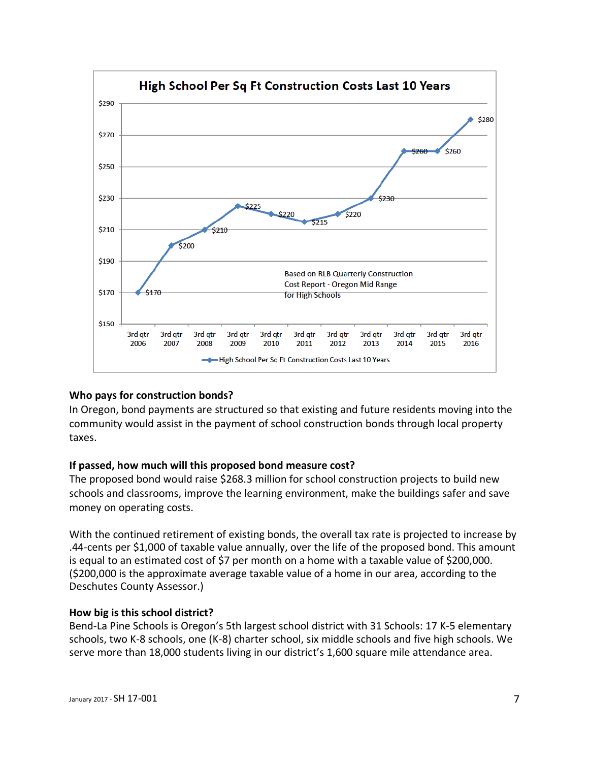**High School Per Sq Ft Construction Costs Last 10 Years**

| Period | Cost |
|---|---|
| 3rd qtr 2006 | $170 |
| 3rd qtr 2007 | $200 |
| 3rd qtr 2008 | $210 |
| 3rd qtr 2009 | $225 |
| 3rd qtr 2010 | $220 |
| 3rd qtr 2011 | $215 |
| 3rd qtr 2012 | $220 |
| 3rd qtr 2013 | $230 |
| 3rd qtr 2014 | $260 |
| 3rd qtr 2015 | $260 |
| 3rd qtr 2016 | $280 |

Based on RLB Quarterly Construction Cost Report - Oregon Mid Range for High Schools

**Who pays for construction bonds?**
In Oregon, bond payments are structured so that existing and future residents moving into the community would assist in the payment of school construction bonds through local property taxes.

**If passed, how much will this proposed bond measure cost?**
The proposed bond would raise $268.3 million for school construction projects to build new schools and classrooms, improve the learning environment, make the buildings safer and save money on operating costs.

With the continued retirement of existing bonds, the overall tax rate is projected to increase by .44-cents per $1,000 of taxable value annually, over the life of the proposed bond. This amount is equal to an estimated cost of $7 per month on a home with a taxable value of $200,000. ($200,000 is the approximate average taxable value of a home in our area, according to the Deschutes County Assessor.)

**How big is this school district?**
Bend-La Pine Schools is Oregon's 5th largest school district with 31 Schools: 17 K-5 elementary schools, two K-8 schools, one (K-8) charter school, six middle schools and five high schools. We serve more than 18,000 students living in our district's 1,600 square mile attendance area.

January 2017 - SH 17-001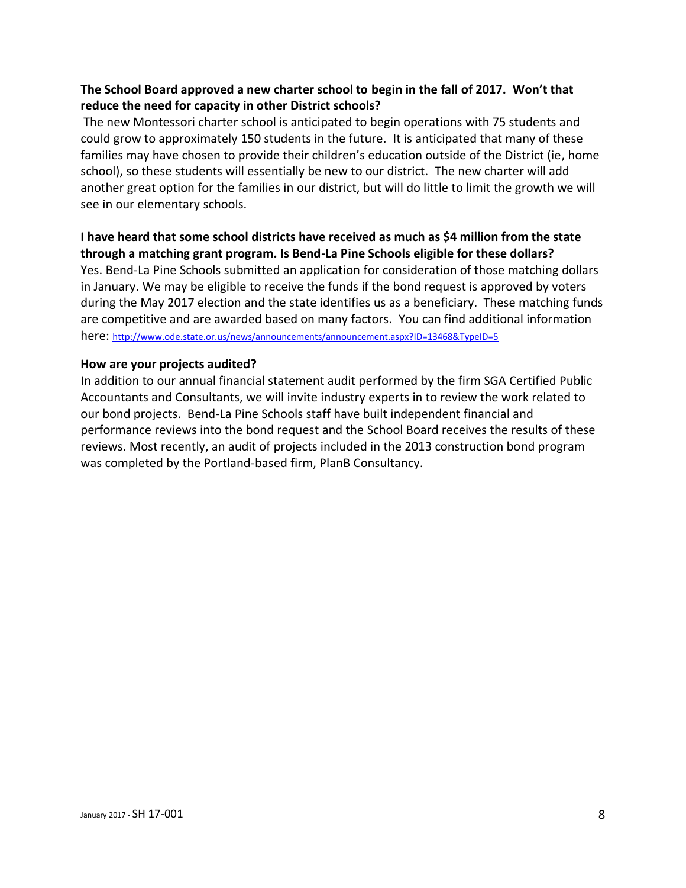**The School Board approved a new charter school to begin in the fall of 2017. Won't that reduce the need for capacity in other District schools?**

The new Montessori charter school is anticipated to begin operations with 75 students and could grow to approximately 150 students in the future. It is anticipated that many of these families may have chosen to provide their children's education outside of the District (ie, home school), so these students will essentially be new to our district. The new charter will add another great option for the families in our district, but will do little to limit the growth we will see in our elementary schools.

**I have heard that some school districts have received as much as $4 million from the state through a matching grant program. Is Bend-La Pine Schools eligible for these dollars?**

Yes. Bend-La Pine Schools submitted an application for consideration of those matching dollars in January. We may be eligible to receive the funds if the bond request is approved by voters during the May 2017 election and the state identifies us as a beneficiary. These matching funds are competitive and are awarded based on many factors. You can find additional information here: http://www.ode.state.or.us/news/announcements/announcement.aspx?ID=13468&TypeID=5

**How are your projects audited?**

In addition to our annual financial statement audit performed by the firm SGA Certified Public Accountants and Consultants, we will invite industry experts in to review the work related to our bond projects. Bend-La Pine Schools staff have built independent financial and performance reviews into the bond request and the School Board receives the results of these reviews. Most recently, an audit of projects included in the 2013 construction bond program was completed by the Portland-based firm, PlanB Consultancy.